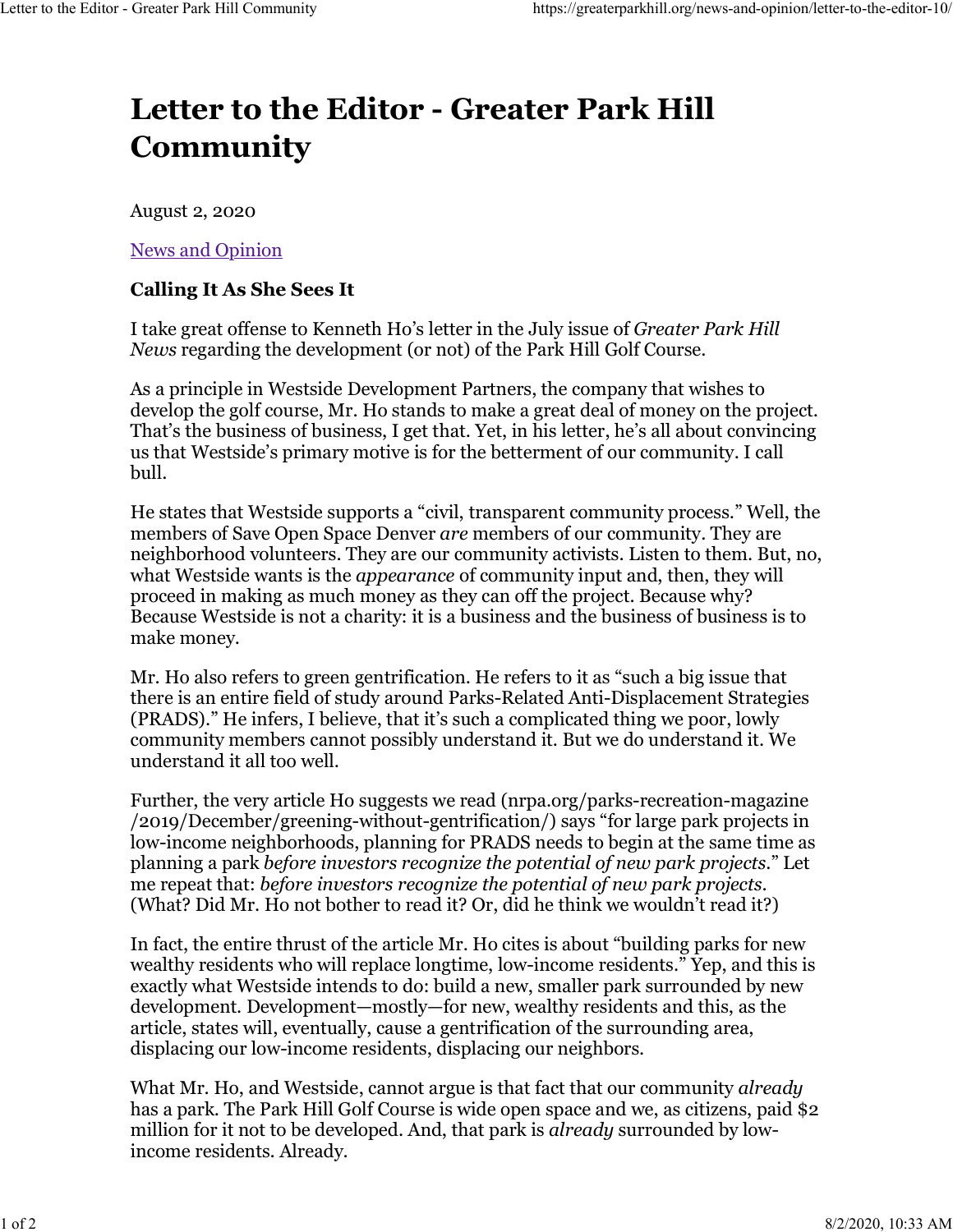# Letter to the Editor - Greater Park Hill Community

August 2, 2020

News and Opinion

**Calling It As She Sees It**

I take great offense to Kenneth Ho's letter in the July issue of *Greater Park Hill News* regarding the development (or not) of the Park Hill Golf Course.

As a principle in Westside Development Partners, the company that wishes to develop the golf course, Mr. Ho stands to make a great deal of money on the project. That's the business of business, I get that. Yet, in his letter, he's all about convincing us that Westside's primary motive is for the betterment of our community. I call bull.

He states that Westside supports a "civil, transparent community process." Well, the members of Save Open Space Denver *are* members of our community. They are neighborhood volunteers. They are our community activists. Listen to them. But, no, what Westside wants is the *appearance* of community input and, then, they will proceed in making as much money as they can off the project. Because why? Because Westside is not a charity: it is a business and the business of business is to make money.

Mr. Ho also refers to green gentrification. He refers to it as "such a big issue that there is an entire field of study around Parks-Related Anti-Displacement Strategies (PRADS)." He infers, I believe, that it's such a complicated thing we poor, lowly community members cannot possibly understand it. But we do understand it. We understand it all too well.

Further, the very article Ho suggests we read (nrpa.org/parks-recreation-magazine /2019/December/greening-without-gentrification/) says "for large park projects in low-income neighborhoods, planning for PRADS needs to begin at the same time as planning a park *before investors recognize the potential of new park projects*." Let me repeat that: *before investors recognize the potential of new park projects*. (What? Did Mr. Ho not bother to read it? Or, did he think we wouldn't read it?)

In fact, the entire thrust of the article Mr. Ho cites is about "building parks for new wealthy residents who will replace longtime, low-income residents." Yep, and this is exactly what Westside intends to do: build a new, smaller park surrounded by new development. Development—mostly—for new, wealthy residents and this, as the article, states will, eventually, cause a gentrification of the surrounding area, displacing our low-income residents, displacing our neighbors.

What Mr. Ho, and Westside, cannot argue is that fact that our community *already* has a park. The Park Hill Golf Course is wide open space and we, as citizens, paid $2 million for it not to be developed. And, that park is *already* surrounded by low-income residents. Already.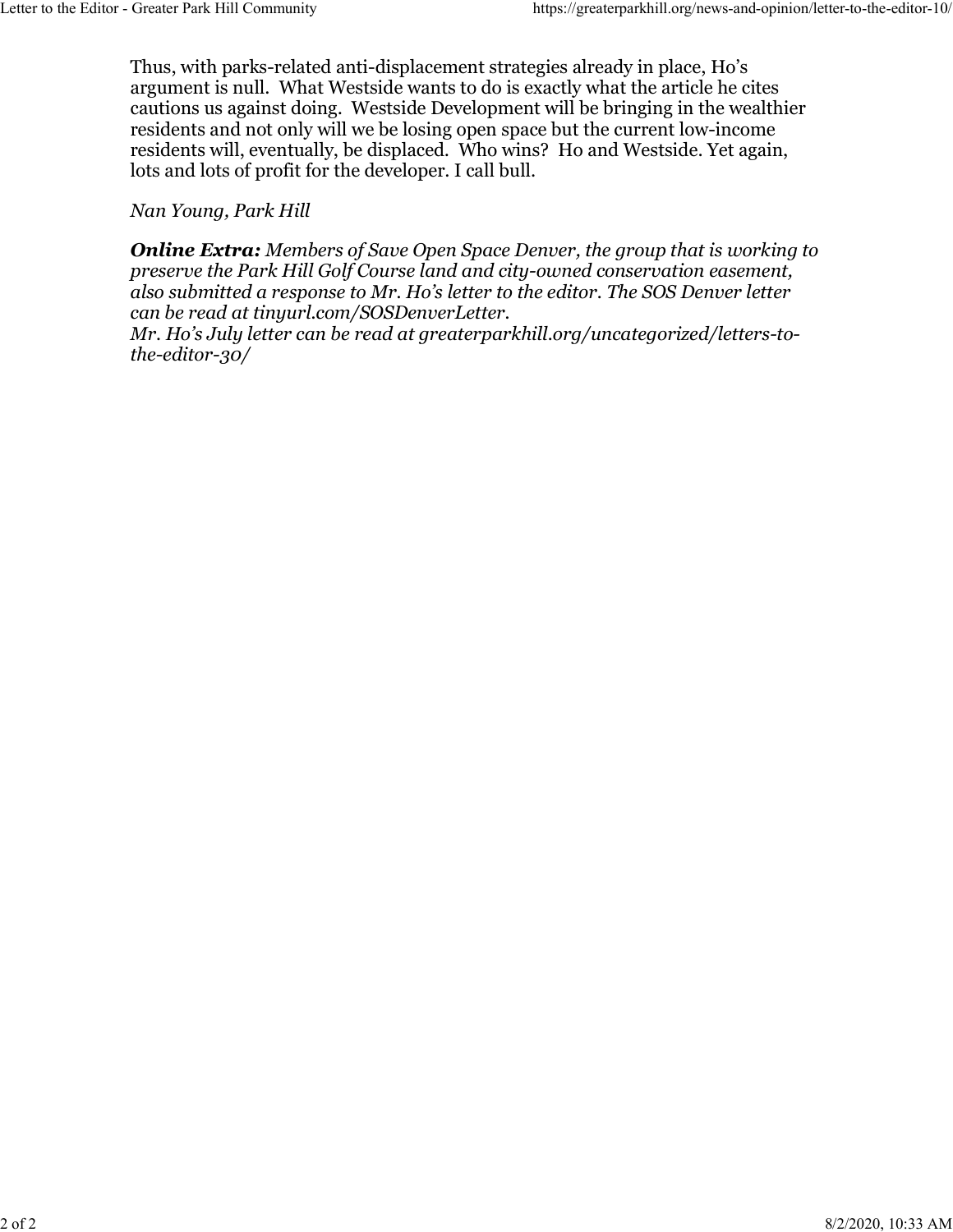Thus, with parks-related anti-displacement strategies already in place, Ho's argument is null. What Westside wants to do is exactly what the article he cites cautions us against doing. Westside Development will be bringing in the wealthier residents and not only will we be losing open space but the current low-income residents will, eventually, be displaced. Who wins? Ho and Westside. Yet again, lots and lots of profit for the developer. I call bull.

*Nan Young, Park Hill*

***Online Extra:*** *Members of Save Open Space Denver, the group that is working to preserve the Park Hill Golf Course land and city-owned conservation easement, also submitted a response to Mr. Ho's letter to the editor. The SOS Denver letter can be read at tinyurl.com/SOSDenverLetter.*
*Mr. Ho's July letter can be read at greaterparkhill.org/uncategorized/letters-to-the-editor-30/*